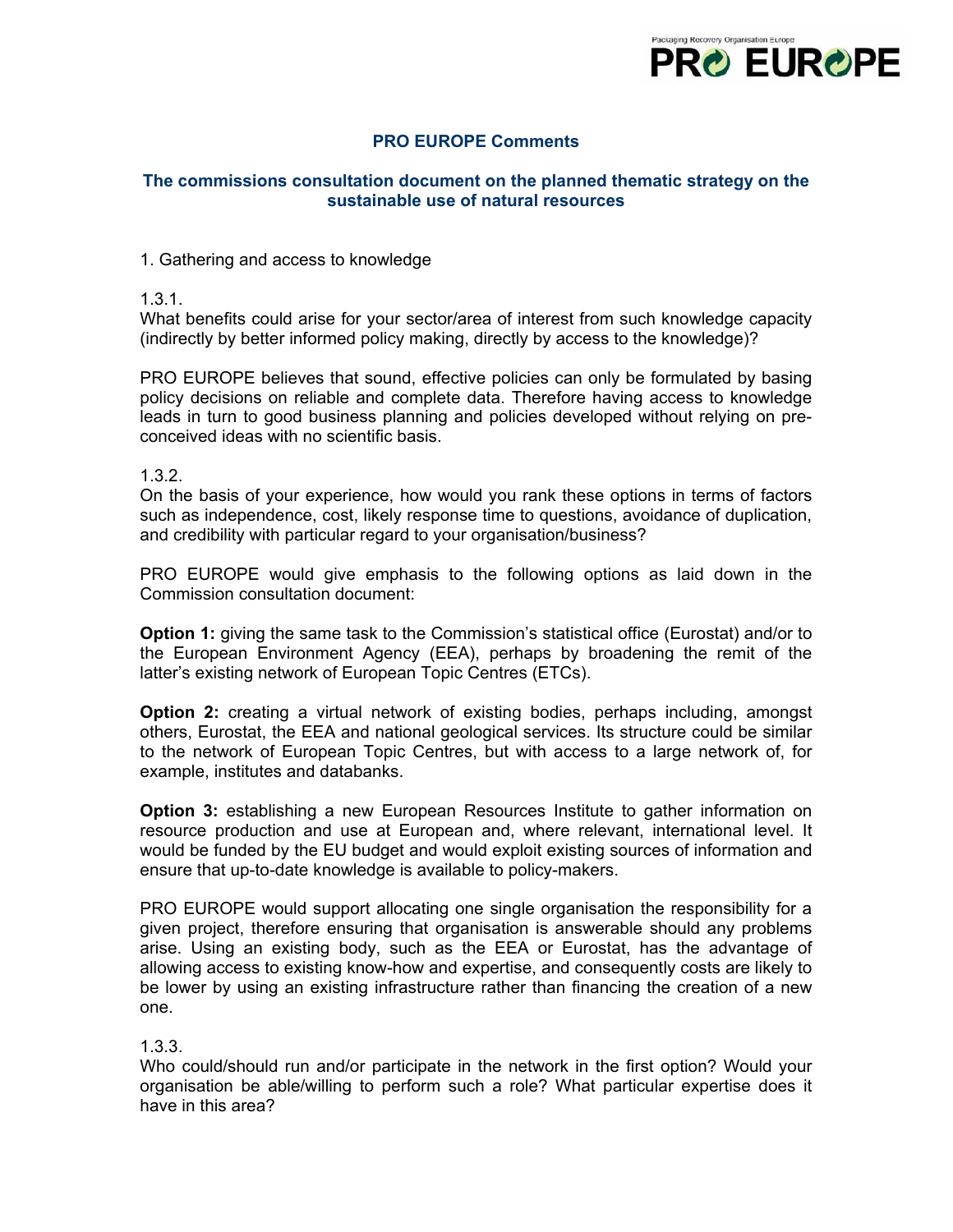# PRO EUROPE Comments

## The commissions consultation document on the planned thematic strategy on the sustainable use of natural resources

1. Gathering and access to knowledge

1.3.1.
What benefits could arise for your sector/area of interest from such knowledge capacity (indirectly by better informed policy making, directly by access to the knowledge)?

PRO EUROPE believes that sound, effective policies can only be formulated by basing policy decisions on reliable and complete data. Therefore having access to knowledge leads in turn to good business planning and policies developed without relying on pre-conceived ideas with no scientific basis.

1.3.2.
On the basis of your experience, how would you rank these options in terms of factors such as independence, cost, likely response time to questions, avoidance of duplication, and credibility with particular regard to your organisation/business?

PRO EUROPE would give emphasis to the following options as laid down in the Commission consultation document:

**Option 1:** giving the same task to the Commission's statistical office (Eurostat) and/or to the European Environment Agency (EEA), perhaps by broadening the remit of the latter's existing network of European Topic Centres (ETCs).

**Option 2:** creating a virtual network of existing bodies, perhaps including, amongst others, Eurostat, the EEA and national geological services. Its structure could be similar to the network of European Topic Centres, but with access to a large network of, for example, institutes and databanks.

**Option 3:** establishing a new European Resources Institute to gather information on resource production and use at European and, where relevant, international level. It would be funded by the EU budget and would exploit existing sources of information and ensure that up-to-date knowledge is available to policy-makers.

PRO EUROPE would support allocating one single organisation the responsibility for a given project, therefore ensuring that organisation is answerable should any problems arise. Using an existing body, such as the EEA or Eurostat, has the advantage of allowing access to existing know-how and expertise, and consequently costs are likely to be lower by using an existing infrastructure rather than financing the creation of a new one.

1.3.3.
Who could/should run and/or participate in the network in the first option? Would your organisation be able/willing to perform such a role? What particular expertise does it have in this area?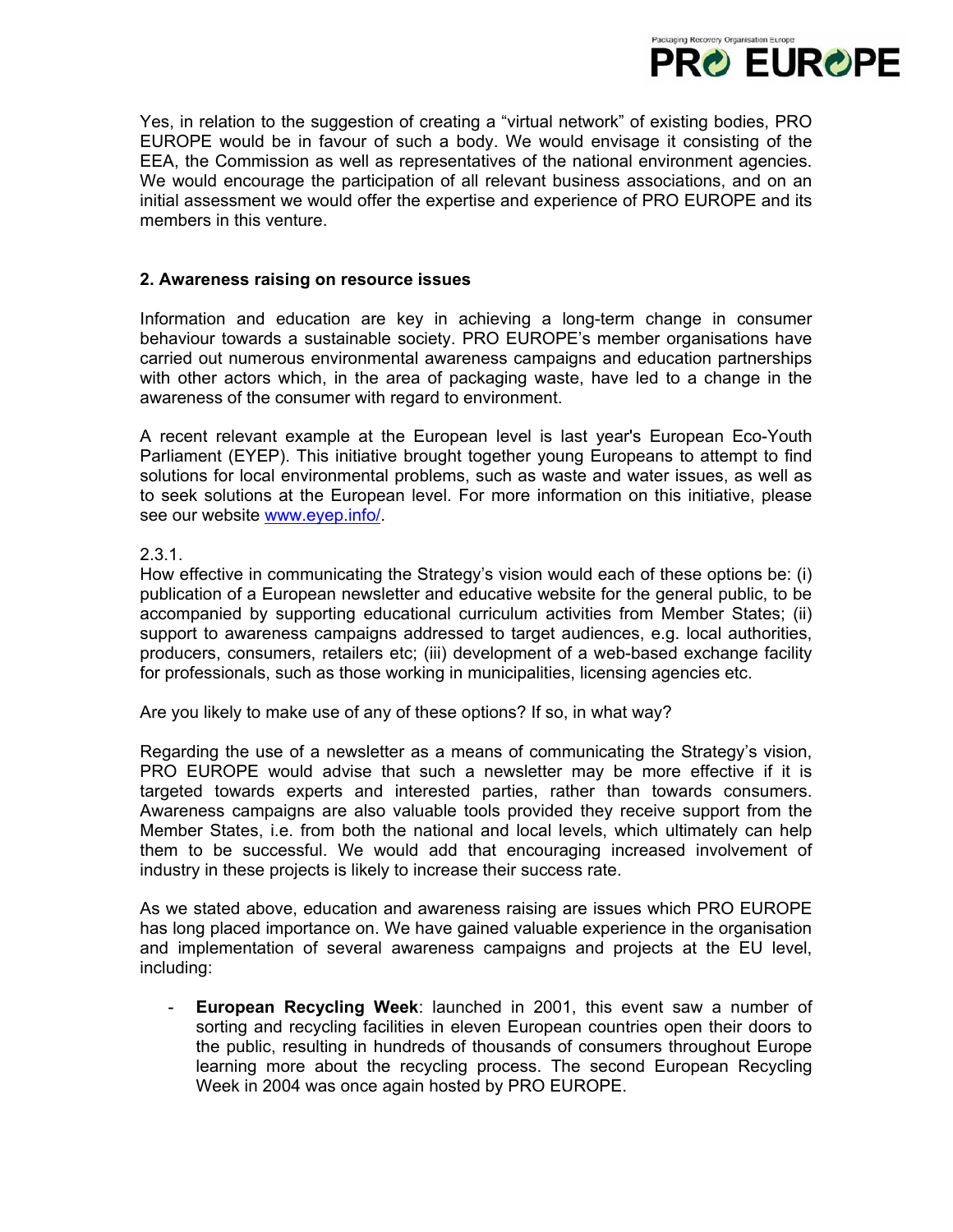Yes, in relation to the suggestion of creating a "virtual network" of existing bodies, PRO EUROPE would be in favour of such a body. We would envisage it consisting of the EEA, the Commission as well as representatives of the national environment agencies. We would encourage the participation of all relevant business associations, and on an initial assessment we would offer the expertise and experience of PRO EUROPE and its members in this venture.

## 2. Awareness raising on resource issues

Information and education are key in achieving a long-term change in consumer behaviour towards a sustainable society. PRO EUROPE's member organisations have carried out numerous environmental awareness campaigns and education partnerships with other actors which, in the area of packaging waste, have led to a change in the awareness of the consumer with regard to environment.

A recent relevant example at the European level is last year's European Eco-Youth Parliament (EYEP). This initiative brought together young Europeans to attempt to find solutions for local environmental problems, such as waste and water issues, as well as to seek solutions at the European level. For more information on this initiative, please see our website www.eyep.info/.

2.3.1.
How effective in communicating the Strategy's vision would each of these options be: (i) publication of a European newsletter and educative website for the general public, to be accompanied by supporting educational curriculum activities from Member States; (ii) support to awareness campaigns addressed to target audiences, e.g. local authorities, producers, consumers, retailers etc; (iii) development of a web-based exchange facility for professionals, such as those working in municipalities, licensing agencies etc.

Are you likely to make use of any of these options? If so, in what way?

Regarding the use of a newsletter as a means of communicating the Strategy's vision, PRO EUROPE would advise that such a newsletter may be more effective if it is targeted towards experts and interested parties, rather than towards consumers. Awareness campaigns are also valuable tools provided they receive support from the Member States, i.e. from both the national and local levels, which ultimately can help them to be successful. We would add that encouraging increased involvement of industry in these projects is likely to increase their success rate.

As we stated above, education and awareness raising are issues which PRO EUROPE has long placed importance on. We have gained valuable experience in the organisation and implementation of several awareness campaigns and projects at the EU level, including:

- **European Recycling Week**: launched in 2001, this event saw a number of sorting and recycling facilities in eleven European countries open their doors to the public, resulting in hundreds of thousands of consumers throughout Europe learning more about the recycling process. The second European Recycling Week in 2004 was once again hosted by PRO EUROPE.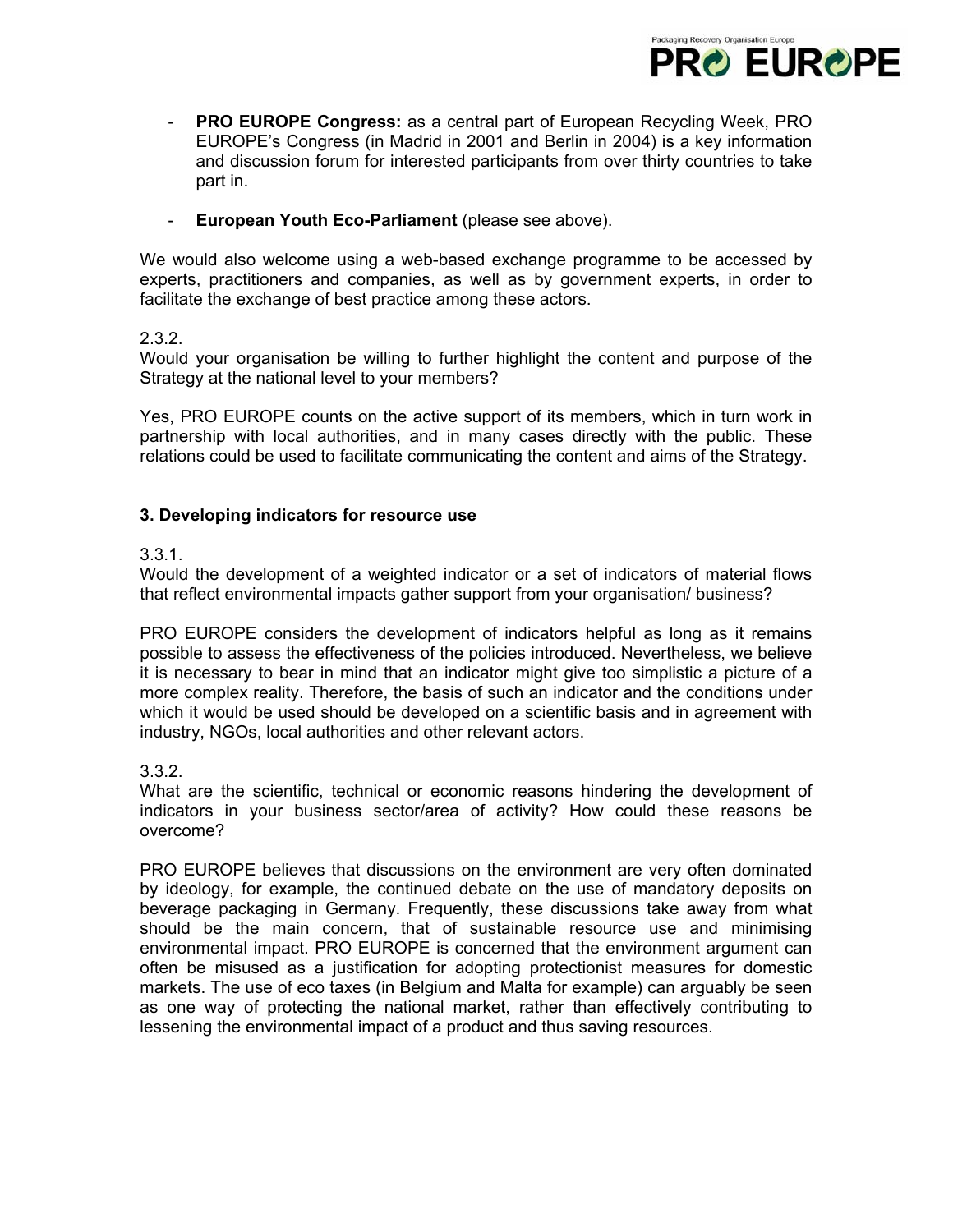- **PRO EUROPE Congress:** as a central part of European Recycling Week, PRO EUROPE's Congress (in Madrid in 2001 and Berlin in 2004) is a key information and discussion forum for interested participants from over thirty countries to take part in.

- **European Youth Eco-Parliament** (please see above).

We would also welcome using a web-based exchange programme to be accessed by experts, practitioners and companies, as well as by government experts, in order to facilitate the exchange of best practice among these actors.

2.3.2.
Would your organisation be willing to further highlight the content and purpose of the Strategy at the national level to your members?

Yes, PRO EUROPE counts on the active support of its members, which in turn work in partnership with local authorities, and in many cases directly with the public. These relations could be used to facilitate communicating the content and aims of the Strategy.

### 3. Developing indicators for resource use

3.3.1.
Would the development of a weighted indicator or a set of indicators of material flows that reflect environmental impacts gather support from your organisation/ business?

PRO EUROPE considers the development of indicators helpful as long as it remains possible to assess the effectiveness of the policies introduced. Nevertheless, we believe it is necessary to bear in mind that an indicator might give too simplistic a picture of a more complex reality. Therefore, the basis of such an indicator and the conditions under which it would be used should be developed on a scientific basis and in agreement with industry, NGOs, local authorities and other relevant actors.

3.3.2.
What are the scientific, technical or economic reasons hindering the development of indicators in your business sector/area of activity? How could these reasons be overcome?

PRO EUROPE believes that discussions on the environment are very often dominated by ideology, for example, the continued debate on the use of mandatory deposits on beverage packaging in Germany. Frequently, these discussions take away from what should be the main concern, that of sustainable resource use and minimising environmental impact. PRO EUROPE is concerned that the environment argument can often be misused as a justification for adopting protectionist measures for domestic markets. The use of eco taxes (in Belgium and Malta for example) can arguably be seen as one way of protecting the national market, rather than effectively contributing to lessening the environmental impact of a product and thus saving resources.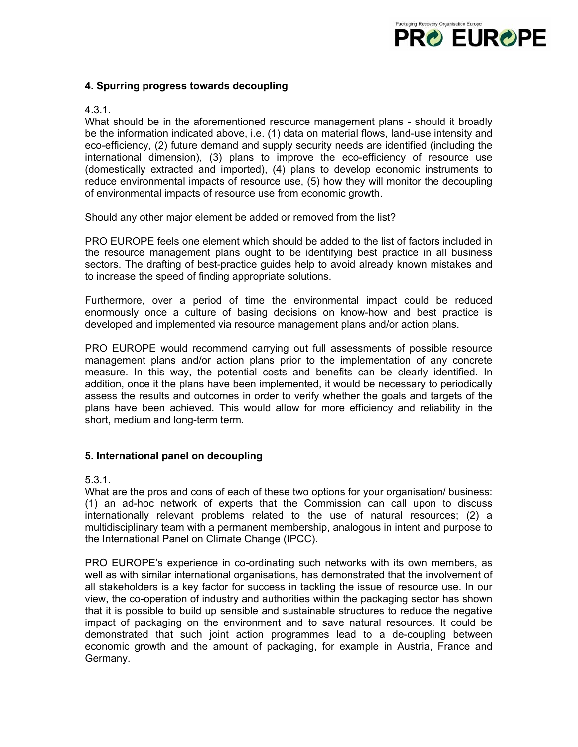## 4. Spurring progress towards decoupling

4.3.1.

What should be in the aforementioned resource management plans - should it broadly be the information indicated above, i.e. (1) data on material flows, land-use intensity and eco-efficiency, (2) future demand and supply security needs are identified (including the international dimension), (3) plans to improve the eco-efficiency of resource use (domestically extracted and imported), (4) plans to develop economic instruments to reduce environmental impacts of resource use, (5) how they will monitor the decoupling of environmental impacts of resource use from economic growth.

Should any other major element be added or removed from the list?

PRO EUROPE feels one element which should be added to the list of factors included in the resource management plans ought to be identifying best practice in all business sectors. The drafting of best-practice guides help to avoid already known mistakes and to increase the speed of finding appropriate solutions.

Furthermore, over a period of time the environmental impact could be reduced enormously once a culture of basing decisions on know-how and best practice is developed and implemented via resource management plans and/or action plans.

PRO EUROPE would recommend carrying out full assessments of possible resource management plans and/or action plans prior to the implementation of any concrete measure. In this way, the potential costs and benefits can be clearly identified. In addition, once it the plans have been implemented, it would be necessary to periodically assess the results and outcomes in order to verify whether the goals and targets of the plans have been achieved. This would allow for more efficiency and reliability in the short, medium and long-term term.

## 5. International panel on decoupling

5.3.1.

What are the pros and cons of each of these two options for your organisation/ business: (1) an ad-hoc network of experts that the Commission can call upon to discuss internationally relevant problems related to the use of natural resources; (2) a multidisciplinary team with a permanent membership, analogous in intent and purpose to the International Panel on Climate Change (IPCC).

PRO EUROPE's experience in co-ordinating such networks with its own members, as well as with similar international organisations, has demonstrated that the involvement of all stakeholders is a key factor for success in tackling the issue of resource use. In our view, the co-operation of industry and authorities within the packaging sector has shown that it is possible to build up sensible and sustainable structures to reduce the negative impact of packaging on the environment and to save natural resources. It could be demonstrated that such joint action programmes lead to a de-coupling between economic growth and the amount of packaging, for example in Austria, France and Germany.